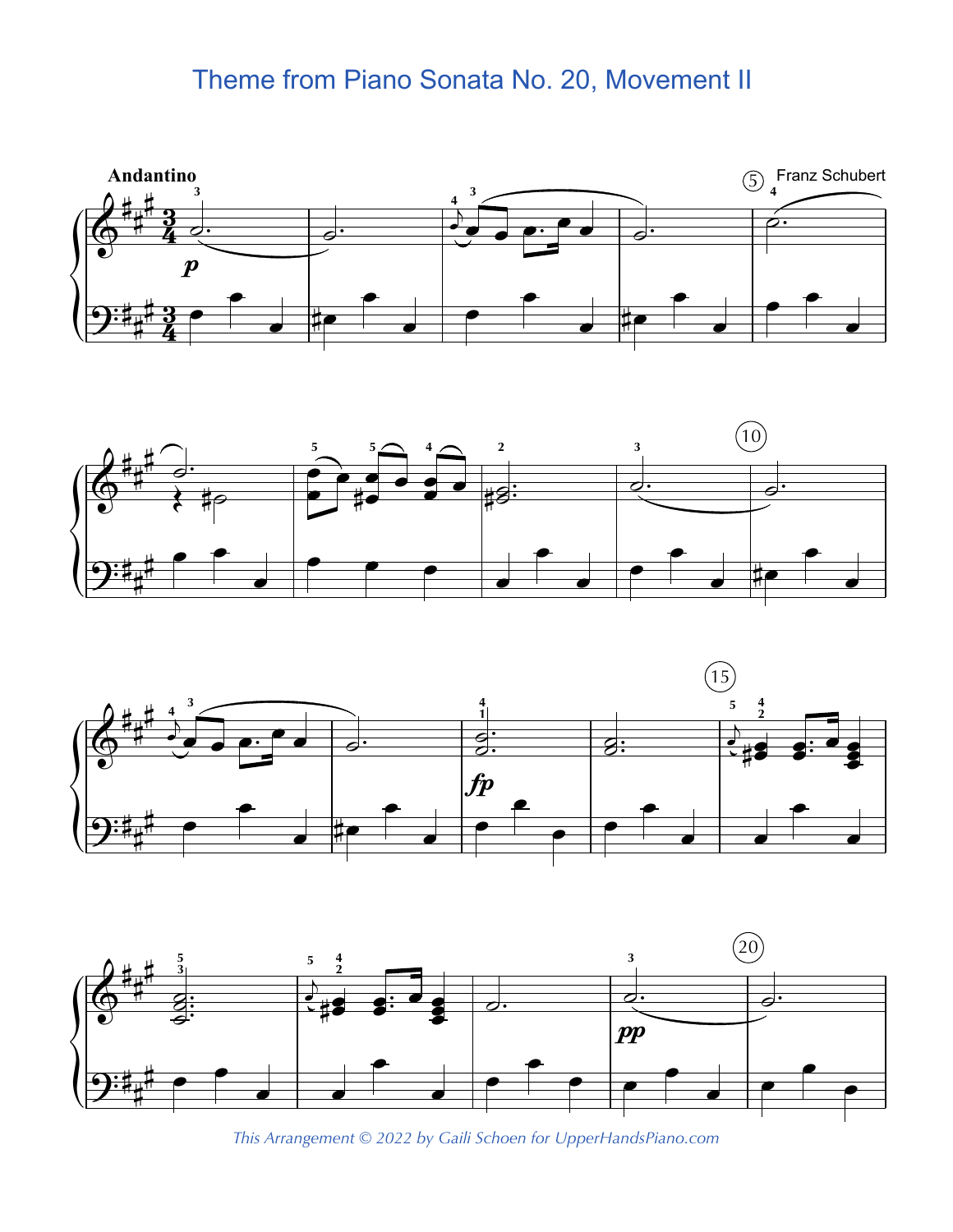# Theme from Piano Sonata No. 20, Movement II

Franz Schubert

*This Arrangement © 2022 by Gaili Schoen for UpperHandsPiano.com*